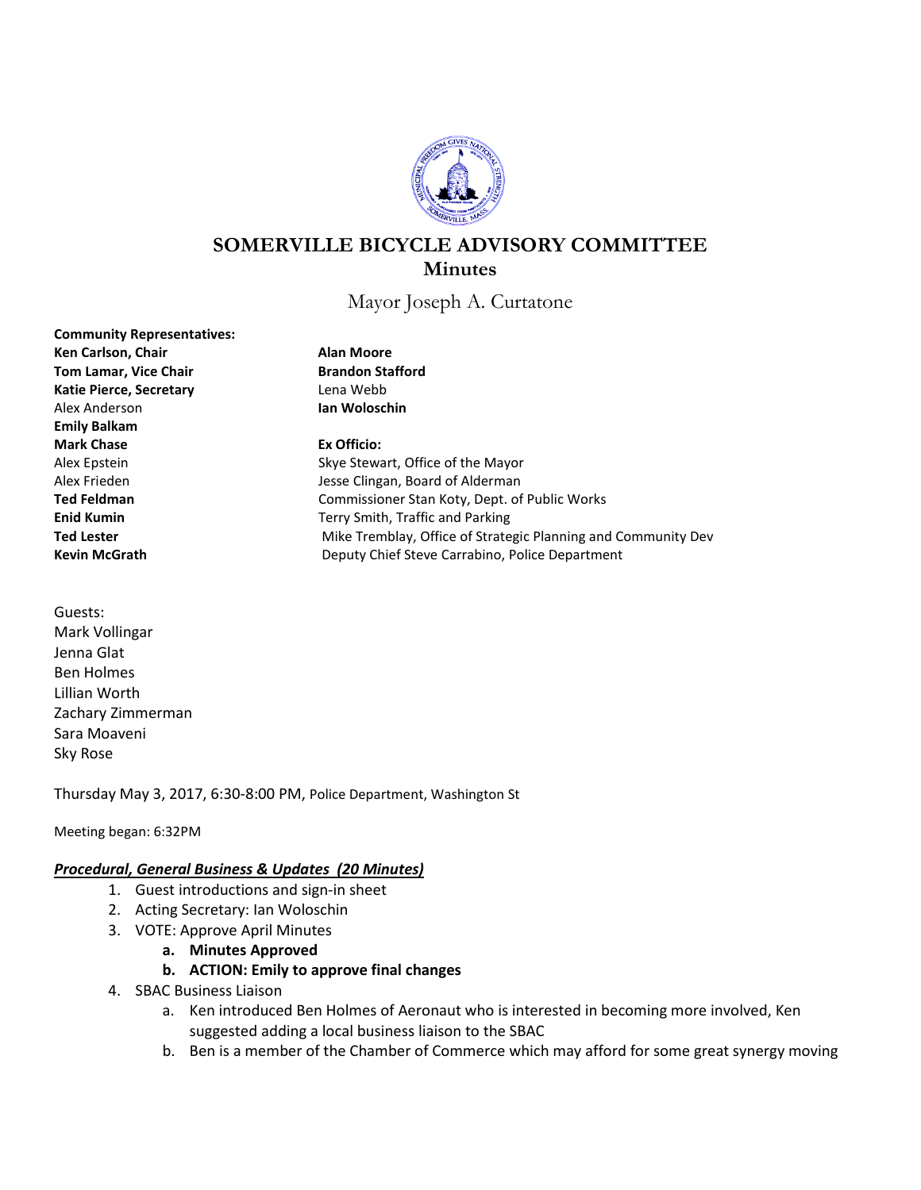# SOMERVILLE BICYCLE ADVISORY COMMITTEE

## Minutes

Mayor Joseph A. Curtatone

**Community Representatives:**
**Ken Carlson, Chair**
**Tom Lamar, Vice Chair**
**Katie Pierce, Secretary**
Alex Anderson
**Emily Balkam**
**Mark Chase**
Alex Epstein
Alex Frieden
**Ted Feldman**
**Enid Kumin**
**Ted Lester**
**Kevin McGrath**
**Alan Moore**
**Brandon Stafford**
Lena Webb
**Ian Woloschin**

**Ex Officio:**
Skye Stewart, Office of the Mayor
Jesse Clingan, Board of Alderman
Commissioner Stan Koty, Dept. of Public Works
Terry Smith, Traffic and Parking
Mike Tremblay, Office of Strategic Planning and Community Dev
Deputy Chief Steve Carrabino, Police Department

Guests:
Mark Vollingar
Jenna Glat
Ben Holmes
Lillian Worth
Zachary Zimmerman
Sara Moaveni
Sky Rose

Thursday May 3, 2017, 6:30-8:00 PM, Police Department, Washington St

Meeting began: 6:32PM

***Procedural, General Business & Updates (20 Minutes)***

1. Guest introductions and sign-in sheet
2. Acting Secretary: Ian Woloschin
3. VOTE: Approve April Minutes
    a. **Minutes Approved**
    b. **ACTION: Emily to approve final changes**
4. SBAC Business Liaison
    a. Ken introduced Ben Holmes of Aeronaut who is interested in becoming more involved, Ken suggested adding a local business liaison to the SBAC
    b. Ben is a member of the Chamber of Commerce which may afford for some great synergy moving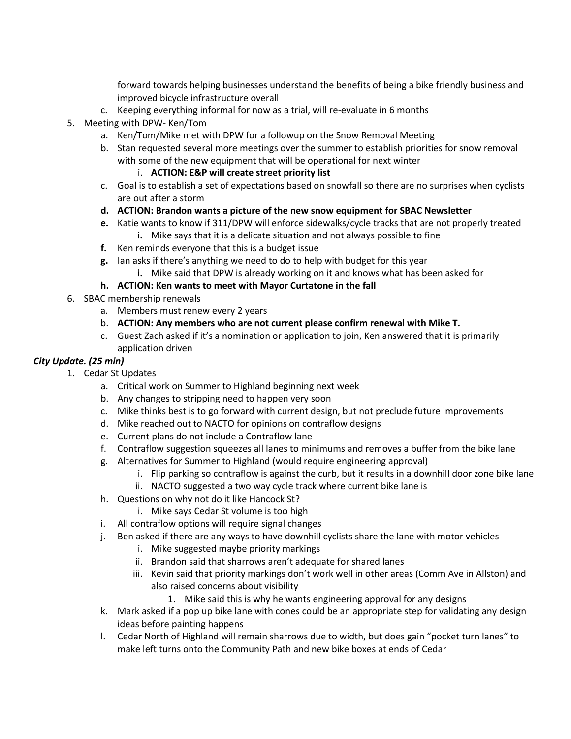forward towards helping businesses understand the benefits of being a bike friendly business and improved bicycle infrastructure overall

   c. Keeping everything informal for now as a trial, will re-evaluate in 6 months

5. Meeting with DPW- Ken/Tom
   a. Ken/Tom/Mike met with DPW for a followup on the Snow Removal Meeting
   b. Stan requested several more meetings over the summer to establish priorities for snow removal with some of the new equipment that will be operational for next winter
      i. **ACTION: E&P will create street priority list**
   c. Goal is to establish a set of expectations based on snowfall so there are no surprises when cyclists are out after a storm
   d. **ACTION: Brandon wants a picture of the new snow equipment for SBAC Newsletter**
   e. Katie wants to know if 311/DPW will enforce sidewalks/cycle tracks that are not properly treated
      i. Mike says that it is a delicate situation and not always possible to fine
   f. Ken reminds everyone that this is a budget issue
   g. Ian asks if there's anything we need to do to help with budget for this year
      i. Mike said that DPW is already working on it and knows what has been asked for
   h. **ACTION: Ken wants to meet with Mayor Curtatone in the fall**

6. SBAC membership renewals
   a. Members must renew every 2 years
   b. **ACTION: Any members who are not current please confirm renewal with Mike T.**
   c. Guest Zach asked if it's a nomination or application to join, Ken answered that it is primarily application driven

***City Update. (25 min)***

1. Cedar St Updates
   a. Critical work on Summer to Highland beginning next week
   b. Any changes to stripping need to happen very soon
   c. Mike thinks best is to go forward with current design, but not preclude future improvements
   d. Mike reached out to NACTO for opinions on contraflow designs
   e. Current plans do not include a Contraflow lane
   f. Contraflow suggestion squeezes all lanes to minimums and removes a buffer from the bike lane
   g. Alternatives for Summer to Highland (would require engineering approval)
      i. Flip parking so contraflow is against the curb, but it results in a downhill door zone bike lane
      ii. NACTO suggested a two way cycle track where current bike lane is
   h. Questions on why not do it like Hancock St?
      i. Mike says Cedar St volume is too high
   i. All contraflow options will require signal changes
   j. Ben asked if there are any ways to have downhill cyclists share the lane with motor vehicles
      i. Mike suggested maybe priority markings
      ii. Brandon said that sharrows aren't adequate for shared lanes
      iii. Kevin said that priority markings don't work well in other areas (Comm Ave in Allston) and also raised concerns about visibility
         1. Mike said this is why he wants engineering approval for any designs
   k. Mark asked if a pop up bike lane with cones could be an appropriate step for validating any design ideas before painting happens
   l. Cedar North of Highland will remain sharrows due to width, but does gain "pocket turn lanes" to make left turns onto the Community Path and new bike boxes at ends of Cedar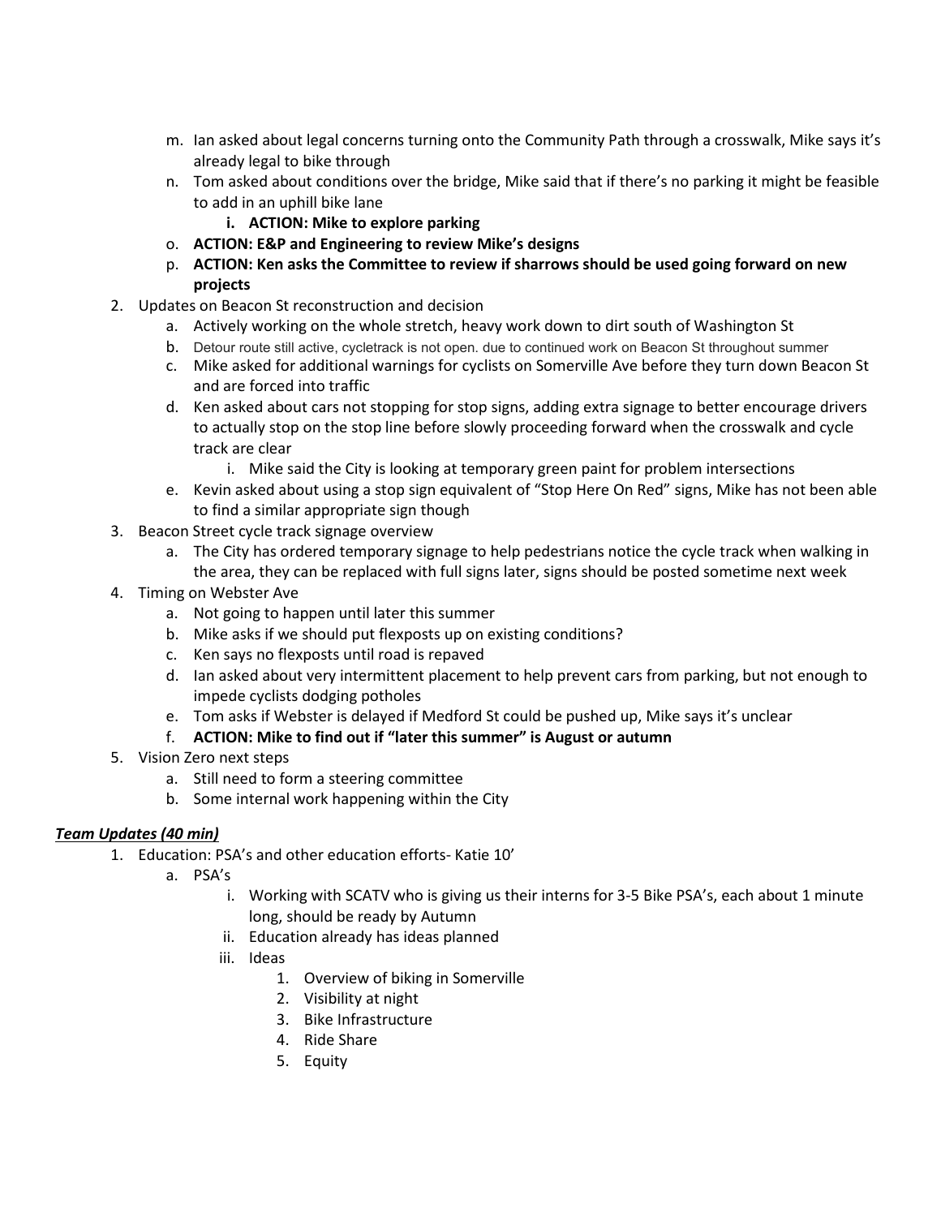m. Ian asked about legal concerns turning onto the Community Path through a crosswalk, Mike says it's already legal to bike through
   n. Tom asked about conditions over the bridge, Mike said that if there's no parking it might be feasible to add in an uphill bike lane
      i. **ACTION: Mike to explore parking**
   o. **ACTION: E&P and Engineering to review Mike's designs**
   p. **ACTION: Ken asks the Committee to review if sharrows should be used going forward on new projects**
2. Updates on Beacon St reconstruction and decision
   a. Actively working on the whole stretch, heavy work down to dirt south of Washington St
   b. Detour route still active, cycletrack is not open. due to continued work on Beacon St throughout summer
   c. Mike asked for additional warnings for cyclists on Somerville Ave before they turn down Beacon St and are forced into traffic
   d. Ken asked about cars not stopping for stop signs, adding extra signage to better encourage drivers to actually stop on the stop line before slowly proceeding forward when the crosswalk and cycle track are clear
      i. Mike said the City is looking at temporary green paint for problem intersections
   e. Kevin asked about using a stop sign equivalent of "Stop Here On Red" signs, Mike has not been able to find a similar appropriate sign though
3. Beacon Street cycle track signage overview
   a. The City has ordered temporary signage to help pedestrians notice the cycle track when walking in the area, they can be replaced with full signs later, signs should be posted sometime next week
4. Timing on Webster Ave
   a. Not going to happen until later this summer
   b. Mike asks if we should put flexposts up on existing conditions?
   c. Ken says no flexposts until road is repaved
   d. Ian asked about very intermittent placement to help prevent cars from parking, but not enough to impede cyclists dodging potholes
   e. Tom asks if Webster is delayed if Medford St could be pushed up, Mike says it's unclear
   f. **ACTION: Mike to find out if "later this summer" is August or autumn**
5. Vision Zero next steps
   a. Still need to form a steering committee
   b. Some internal work happening within the City

***Team Updates (40 min)***

1. Education: PSA's and other education efforts- Katie 10'
   a. PSA's
      i. Working with SCATV who is giving us their interns for 3-5 Bike PSA's, each about 1 minute long, should be ready by Autumn
      ii. Education already has ideas planned
      iii. Ideas
         1. Overview of biking in Somerville
         2. Visibility at night
         3. Bike Infrastructure
         4. Ride Share
         5. Equity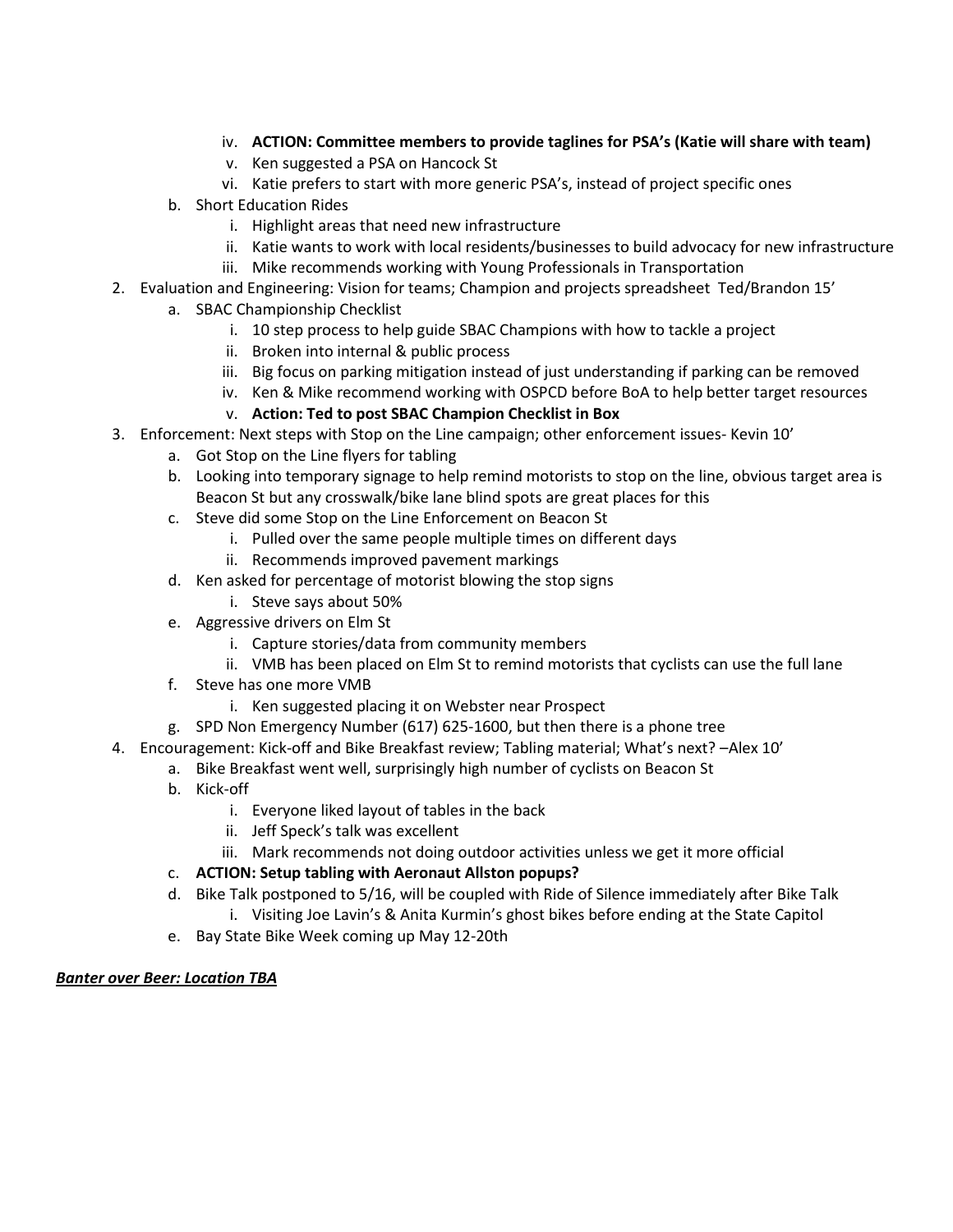- iv. **ACTION: Committee members to provide taglines for PSA's (Katie will share with team)**
   - v. Ken suggested a PSA on Hancock St
   - vi. Katie prefers to start with more generic PSA's, instead of project specific ones
 - b. Short Education Rides
   - i. Highlight areas that need new infrastructure
   - ii. Katie wants to work with local residents/businesses to build advocacy for new infrastructure
   - iii. Mike recommends working with Young Professionals in Transportation

2. Evaluation and Engineering: Vision for teams; Champion and projects spreadsheet Ted/Brandon 15'
   - a. SBAC Championship Checklist
     - i. 10 step process to help guide SBAC Champions with how to tackle a project
     - ii. Broken into internal & public process
     - iii. Big focus on parking mitigation instead of just understanding if parking can be removed
     - iv. Ken & Mike recommend working with OSPCD before BoA to help better target resources
     - v. **Action: Ted to post SBAC Champion Checklist in Box**
3. Enforcement: Next steps with Stop on the Line campaign; other enforcement issues- Kevin 10'
   - a. Got Stop on the Line flyers for tabling
   - b. Looking into temporary signage to help remind motorists to stop on the line, obvious target area is Beacon St but any crosswalk/bike lane blind spots are great places for this
   - c. Steve did some Stop on the Line Enforcement on Beacon St
     - i. Pulled over the same people multiple times on different days
     - ii. Recommends improved pavement markings
   - d. Ken asked for percentage of motorist blowing the stop signs
     - i. Steve says about 50%
   - e. Aggressive drivers on Elm St
     - i. Capture stories/data from community members
     - ii. VMB has been placed on Elm St to remind motorists that cyclists can use the full lane
   - f. Steve has one more VMB
     - i. Ken suggested placing it on Webster near Prospect
   - g. SPD Non Emergency Number (617) 625-1600, but then there is a phone tree
4. Encouragement: Kick-off and Bike Breakfast review; Tabling material; What's next? –Alex 10'
   - a. Bike Breakfast went well, surprisingly high number of cyclists on Beacon St
   - b. Kick-off
     - i. Everyone liked layout of tables in the back
     - ii. Jeff Speck's talk was excellent
     - iii. Mark recommends not doing outdoor activities unless we get it more official
   - c. **ACTION: Setup tabling with Aeronaut Allston popups?**
   - d. Bike Talk postponed to 5/16, will be coupled with Ride of Silence immediately after Bike Talk
     - i. Visiting Joe Lavin's & Anita Kurmin's ghost bikes before ending at the State Capitol
   - e. Bay State Bike Week coming up May 12-20th

***Banter over Beer: Location TBA***